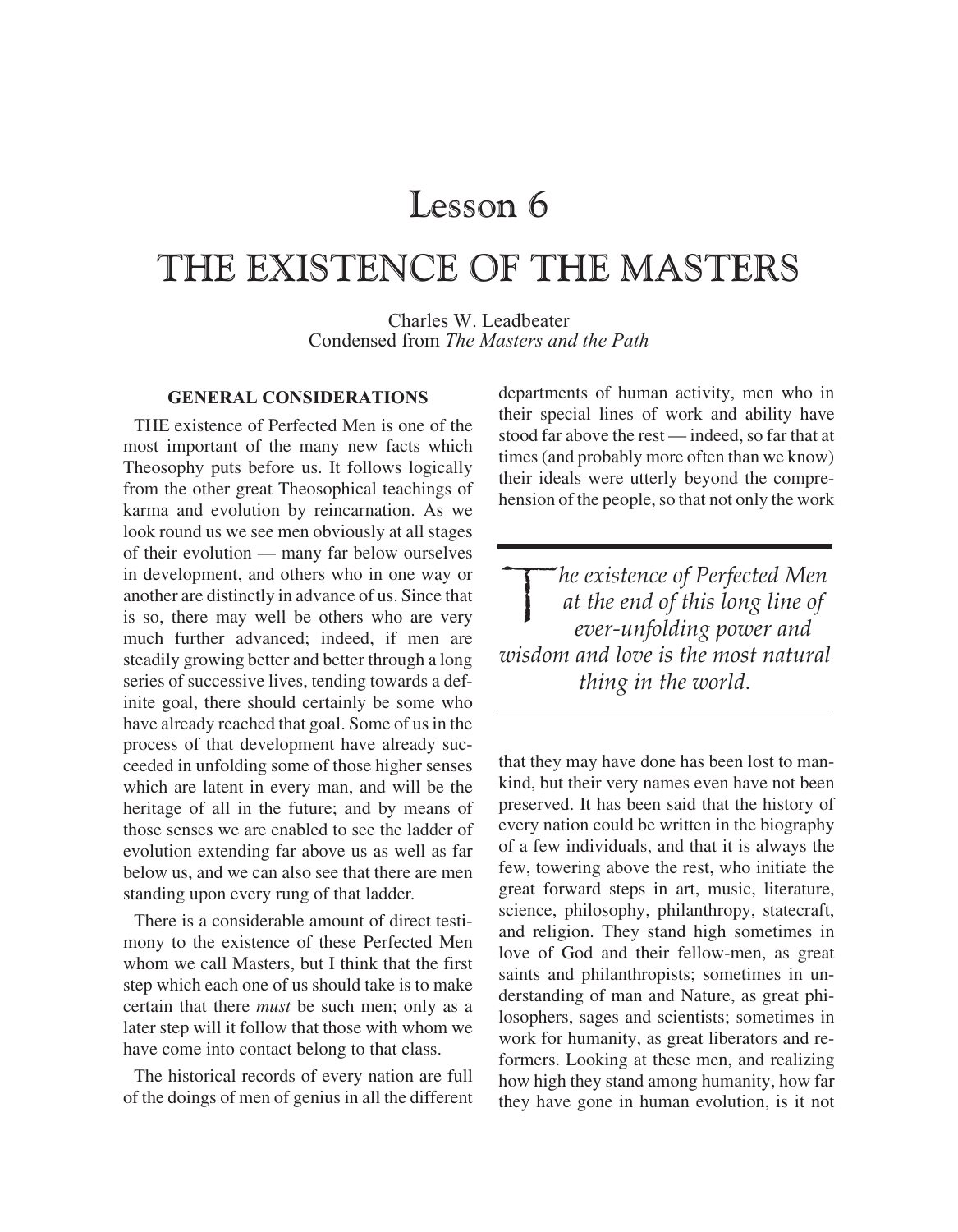# Lesson 6

# THE EXISTENCE OF THE MASTERS

Charles W. Leadbeater
Condensed from *The Masters and the Path*

### GENERAL CONSIDERATIONS

THE existence of Perfected Men is one of the most important of the many new facts which Theosophy puts before us. It follows logically from the other great Theosophical teachings of karma and evolution by reincarnation. As we look round us we see men obviously at all stages of their evolution — many far below ourselves in development, and others who in one way or another are distinctly in advance of us. Since that is so, there may well be others who are very much further advanced; indeed, if men are steadily growing better and better through a long series of successive lives, tending towards a definite goal, there should certainly be some who have already reached that goal. Some of us in the process of that development have already succeeded in unfolding some of those higher senses which are latent in every man, and will be the heritage of all in the future; and by means of those senses we are enabled to see the ladder of evolution extending far above us as well as far below us, and we can also see that there are men standing upon every rung of that ladder.

There is a considerable amount of direct testimony to the existence of these Perfected Men whom we call Masters, but I think that the first step which each one of us should take is to make certain that there *must* be such men; only as a later step will it follow that those with whom we have come into contact belong to that class.

The historical records of every nation are full of the doings of men of genius in all the different departments of human activity, men who in their special lines of work and ability have stood far above the rest — indeed, so far that at times (and probably more often than we know) their ideals were utterly beyond the comprehension of the people, so that not only the work that they may have done has been lost to mankind, but their very names even have not been preserved. It has been said that the history of every nation could be written in the biography of a few individuals, and that it is always the few, towering above the rest, who initiate the great forward steps in art, music, literature, science, philosophy, philanthropy, statecraft, and religion. They stand high sometimes in love of God and their fellow-men, as great saints and philanthropists; sometimes in understanding of man and Nature, as great philosophers, sages and scientists; sometimes in work for humanity, as great liberators and reformers. Looking at these men, and realizing how high they stand among humanity, how far they have gone in human evolution, is it not

> *The existence of Perfected Men at the end of this long line of ever-unfolding power and wisdom and love is the most natural thing in the world.*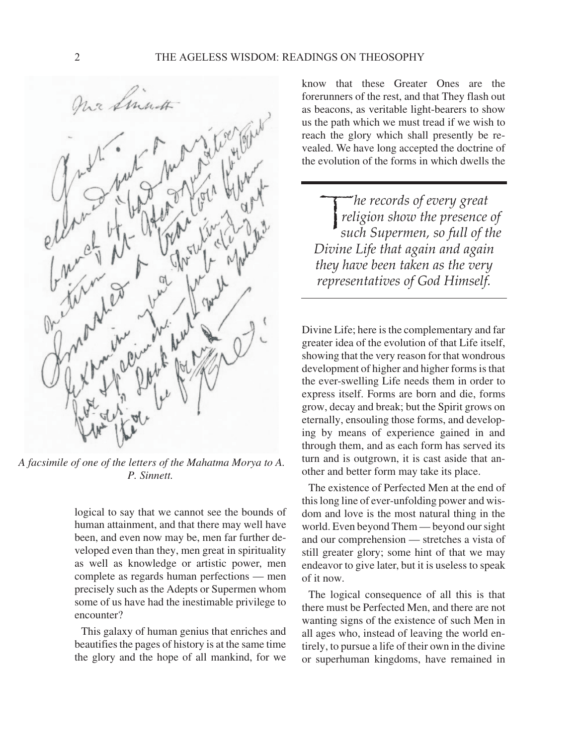*A facsimile of one of the letters of the Mahatma Morya to A. P. Sinnett.*

logical to say that we cannot see the bounds of human attainment, and that there may well have been, and even now may be, men far further developed even than they, men great in spirituality as well as knowledge or artistic power, men complete as regards human perfections — men precisely such as the Adepts or Supermen whom some of us have had the inestimable privilege to encounter?

This galaxy of human genius that enriches and beautifies the pages of history is at the same time the glory and the hope of all mankind, for we know that these Greater Ones are the forerunners of the rest, and that They flash out as beacons, as veritable light-bearers to show us the path which we must tread if we wish to reach the glory which shall presently be revealed. We have long accepted the doctrine of the evolution of the forms in which dwells the Divine Life; here is the complementary and far greater idea of the evolution of that Life itself, showing that the very reason for that wondrous development of higher and higher forms is that the ever-swelling Life needs them in order to express itself. Forms are born and die, forms grow, decay and break; but the Spirit grows on eternally, ensouling those forms, and developing by means of experience gained in and through them, and as each form has served its turn and is outgrown, it is cast aside that another and better form may take its place.

> *The records of every great religion show the presence of such Supermen, so full of the Divine Life that again and again they have been taken as the very representatives of God Himself.*

The existence of Perfected Men at the end of this long line of ever-unfolding power and wisdom and love is the most natural thing in the world. Even beyond Them — beyond our sight and our comprehension — stretches a vista of still greater glory; some hint of that we may endeavor to give later, but it is useless to speak of it now.

The logical consequence of all this is that there must be Perfected Men, and there are not wanting signs of the existence of such Men in all ages who, instead of leaving the world entirely, to pursue a life of their own in the divine or superhuman kingdoms, have remained in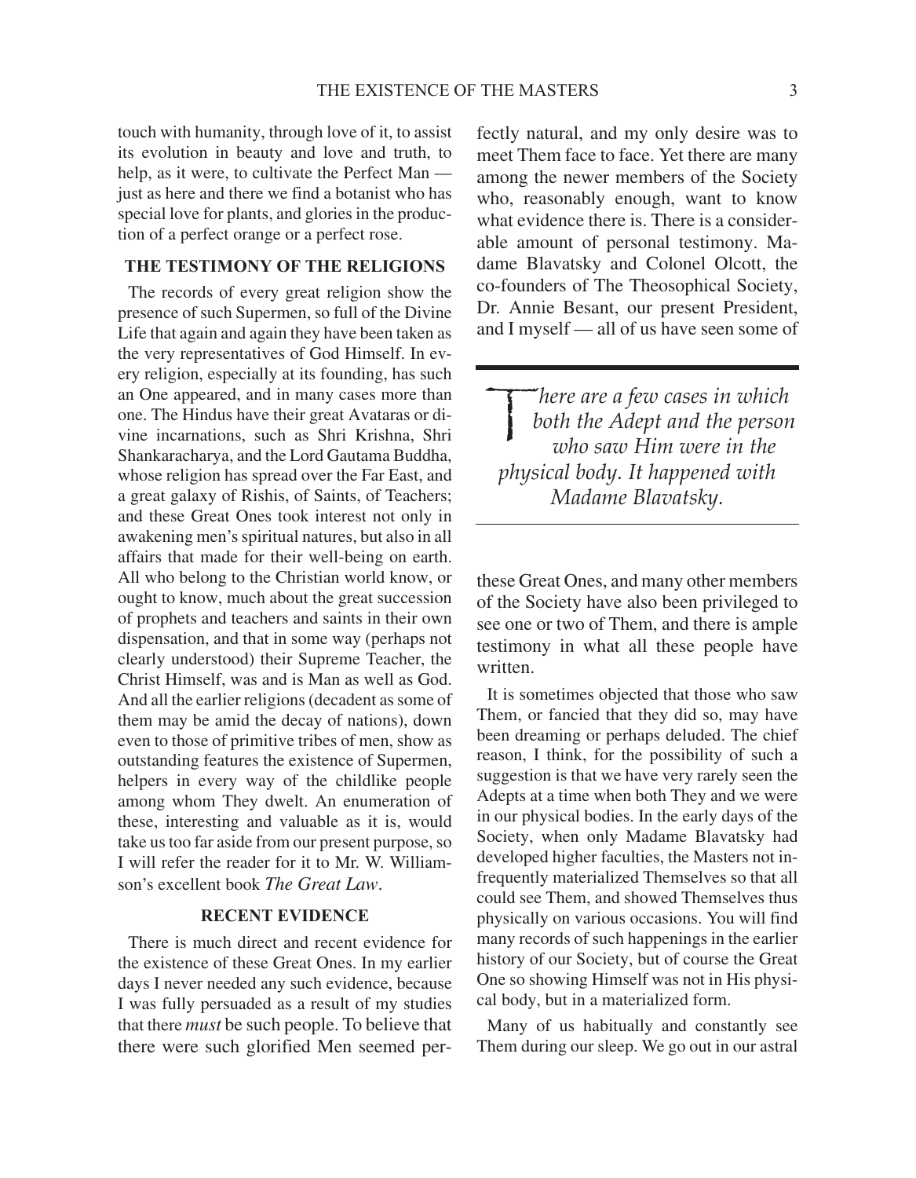touch with humanity, through love of it, to assist its evolution in beauty and love and truth, to help, as it were, to cultivate the Perfect Man — just as here and there we find a botanist who has special love for plants, and glories in the production of a perfect orange or a perfect rose.

### THE TESTIMONY OF THE RELIGIONS

The records of every great religion show the presence of such Supermen, so full of the Divine Life that again and again they have been taken as the very representatives of God Himself. In every religion, especially at its founding, has such an One appeared, and in many cases more than one. The Hindus have their great Avataras or divine incarnations, such as Shri Krishna, Shri Shankaracharya, and the Lord Gautama Buddha, whose religion has spread over the Far East, and a great galaxy of Rishis, of Saints, of Teachers; and these Great Ones took interest not only in awakening men's spiritual natures, but also in all affairs that made for their well-being on earth. All who belong to the Christian world know, or ought to know, much about the great succession of prophets and teachers and saints in their own dispensation, and that in some way (perhaps not clearly understood) their Supreme Teacher, the Christ Himself, was and is Man as well as God. And all the earlier religions (decadent as some of them may be amid the decay of nations), down even to those of primitive tribes of men, show as outstanding features the existence of Supermen, helpers in every way of the childlike people among whom They dwelt. An enumeration of these, interesting and valuable as it is, would take us too far aside from our present purpose, so I will refer the reader for it to Mr. W. Williamson's excellent book *The Great Law*.

### RECENT EVIDENCE

There is much direct and recent evidence for the existence of these Great Ones. In my earlier days I never needed any such evidence, because I was fully persuaded as a result of my studies that there *must* be such people. To believe that there were such glorified Men seemed perfectly natural, and my only desire was to meet Them face to face. Yet there are many among the newer members of the Society who, reasonably enough, want to know what evidence there is. There is a considerable amount of personal testimony. Madame Blavatsky and Colonel Olcott, the co-founders of The Theosophical Society, Dr. Annie Besant, our present President, and I myself — all of us have seen some of these Great Ones, and many other members of the Society have also been privileged to see one or two of Them, and there is ample testimony in what all these people have written.

> *There are a few cases in which both the Adept and the person who saw Him were in the physical body. It happened with Madame Blavatsky.*

It is sometimes objected that those who saw Them, or fancied that they did so, may have been dreaming or perhaps deluded. The chief reason, I think, for the possibility of such a suggestion is that we have very rarely seen the Adepts at a time when both They and we were in our physical bodies. In the early days of the Society, when only Madame Blavatsky had developed higher faculties, the Masters not infrequently materialized Themselves so that all could see Them, and showed Themselves thus physically on various occasions. You will find many records of such happenings in the earlier history of our Society, but of course the Great One so showing Himself was not in His physical body, but in a materialized form.

Many of us habitually and constantly see Them during our sleep. We go out in our astral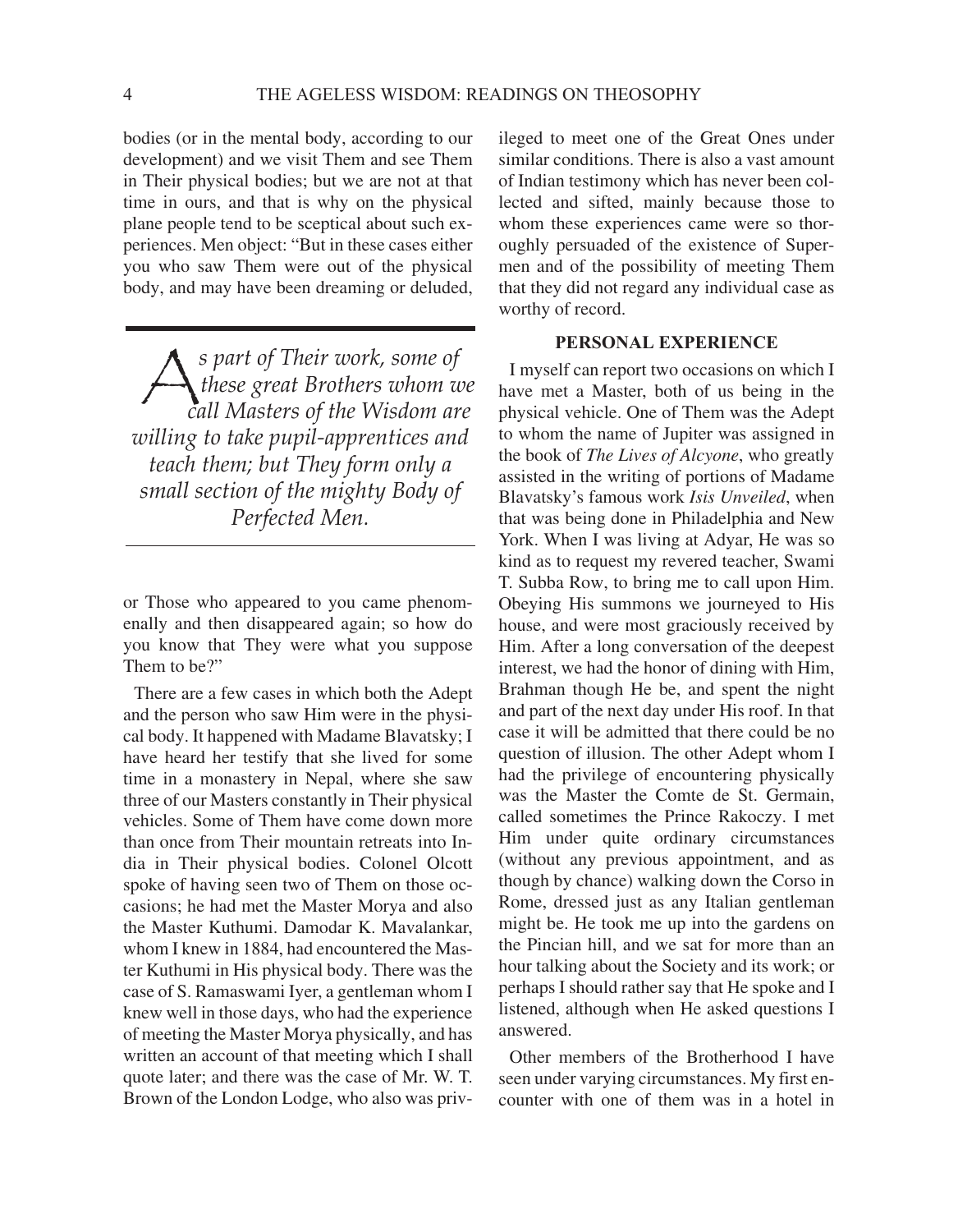bodies (or in the mental body, according to our development) and we visit Them and see Them in Their physical bodies; but we are not at that time in ours, and that is why on the physical plane people tend to be sceptical about such experiences. Men object: "But in these cases either you who saw Them were out of the physical body, and may have been dreaming or deluded, or Those who appeared to you came phenomenally and then disappeared again; so how do you know that They were what you suppose Them to be?"

> *As part of Their work, some of these great Brothers whom we call Masters of the Wisdom are willing to take pupil-apprentices and teach them; but They form only a small section of the mighty Body of Perfected Men.*

There are a few cases in which both the Adept and the person who saw Him were in the physical body. It happened with Madame Blavatsky; I have heard her testify that she lived for some time in a monastery in Nepal, where she saw three of our Masters constantly in Their physical vehicles. Some of Them have come down more than once from Their mountain retreats into India in Their physical bodies. Colonel Olcott spoke of having seen two of Them on those occasions; he had met the Master Morya and also the Master Kuthumi. Damodar K. Mavalankar, whom I knew in 1884, had encountered the Master Kuthumi in His physical body. There was the case of S. Ramaswami Iyer, a gentleman whom I knew well in those days, who had the experience of meeting the Master Morya physically, and has written an account of that meeting which I shall quote later; and there was the case of Mr. W. T. Brown of the London Lodge, who also was privileged to meet one of the Great Ones under similar conditions. There is also a vast amount of Indian testimony which has never been collected and sifted, mainly because those to whom these experiences came were so thoroughly persuaded of the existence of Supermen and of the possibility of meeting Them that they did not regard any individual case as worthy of record.

### PERSONAL EXPERIENCE

I myself can report two occasions on which I have met a Master, both of us being in the physical vehicle. One of Them was the Adept to whom the name of Jupiter was assigned in the book of *The Lives of Alcyone*, who greatly assisted in the writing of portions of Madame Blavatsky's famous work *Isis Unveiled*, when that was being done in Philadelphia and New York. When I was living at Adyar, He was so kind as to request my revered teacher, Swami T. Subba Row, to bring me to call upon Him. Obeying His summons we journeyed to His house, and were most graciously received by Him. After a long conversation of the deepest interest, we had the honor of dining with Him, Brahman though He be, and spent the night and part of the next day under His roof. In that case it will be admitted that there could be no question of illusion. The other Adept whom I had the privilege of encountering physically was the Master the Comte de St. Germain, called sometimes the Prince Rakoczy. I met Him under quite ordinary circumstances (without any previous appointment, and as though by chance) walking down the Corso in Rome, dressed just as any Italian gentleman might be. He took me up into the gardens on the Pincian hill, and we sat for more than an hour talking about the Society and its work; or perhaps I should rather say that He spoke and I listened, although when He asked questions I answered.

Other members of the Brotherhood I have seen under varying circumstances. My first encounter with one of them was in a hotel in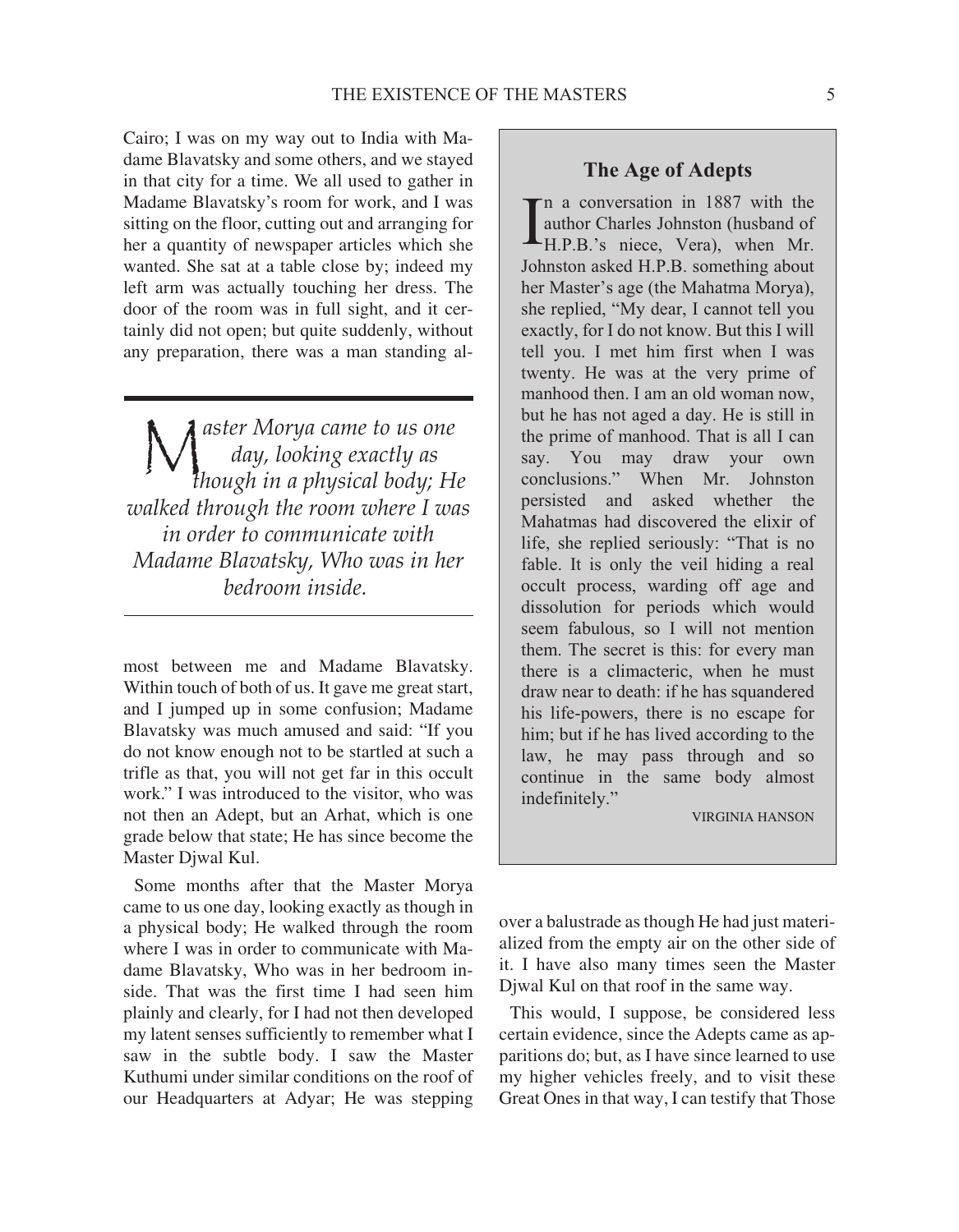Cairo; I was on my way out to India with Madame Blavatsky and some others, and we stayed in that city for a time. We all used to gather in Madame Blavatsky's room for work, and I was sitting on the floor, cutting out and arranging for her a quantity of newspaper articles which she wanted. She sat at a table close by; indeed my left arm was actually touching her dress. The door of the room was in full sight, and it certainly did not open; but quite suddenly, without any preparation, there was a man standing almost between me and Madame Blavatsky. Within touch of both of us. It gave me great start, and I jumped up in some confusion; Madame Blavatsky was much amused and said: "If you do not know enough not to be startled at such a trifle as that, you will not get far in this occult work." I was introduced to the visitor, who was not then an Adept, but an Arhat, which is one grade below that state; He has since become the Master Djwal Kul.

> *Master Morya came to us one day, looking exactly as though in a physical body; He walked through the room where I was in order to communicate with Madame Blavatsky, Who was in her bedroom inside.*

Some months after that the Master Morya came to us one day, looking exactly as though in a physical body; He walked through the room where I was in order to communicate with Madame Blavatsky, Who was in her bedroom inside. That was the first time I had seen him plainly and clearly, for I had not then developed my latent senses sufficiently to remember what I saw in the subtle body. I saw the Master Kuthumi under similar conditions on the roof of our Headquarters at Adyar; He was stepping over a balustrade as though He had just materialized from the empty air on the other side of it. I have also many times seen the Master Djwal Kul on that roof in the same way.

This would, I suppose, be considered less certain evidence, since the Adepts came as apparitions do; but, as I have since learned to use my higher vehicles freely, and to visit these Great Ones in that way, I can testify that Those

### The Age of Adepts

In a conversation in 1887 with the author Charles Johnston (husband of H.P.B.'s niece, Vera), when Mr. Johnston asked H.P.B. something about her Master's age (the Mahatma Morya), she replied, "My dear, I cannot tell you exactly, for I do not know. But this I will tell you. I met him first when I was twenty. He was at the very prime of manhood then. I am an old woman now, but he has not aged a day. He is still in the prime of manhood. That is all I can say. You may draw your own conclusions." When Mr. Johnston persisted and asked whether the Mahatmas had discovered the elixir of life, she replied seriously: "That is no fable. It is only the veil hiding a real occult process, warding off age and dissolution for periods which would seem fabulous, so I will not mention them. The secret is this: for every man there is a climacteric, when he must draw near to death: if he has squandered his life-powers, there is no escape for him; but if he has lived according to the law, he may pass through and so continue in the same body almost indefinitely."

VIRGINIA HANSON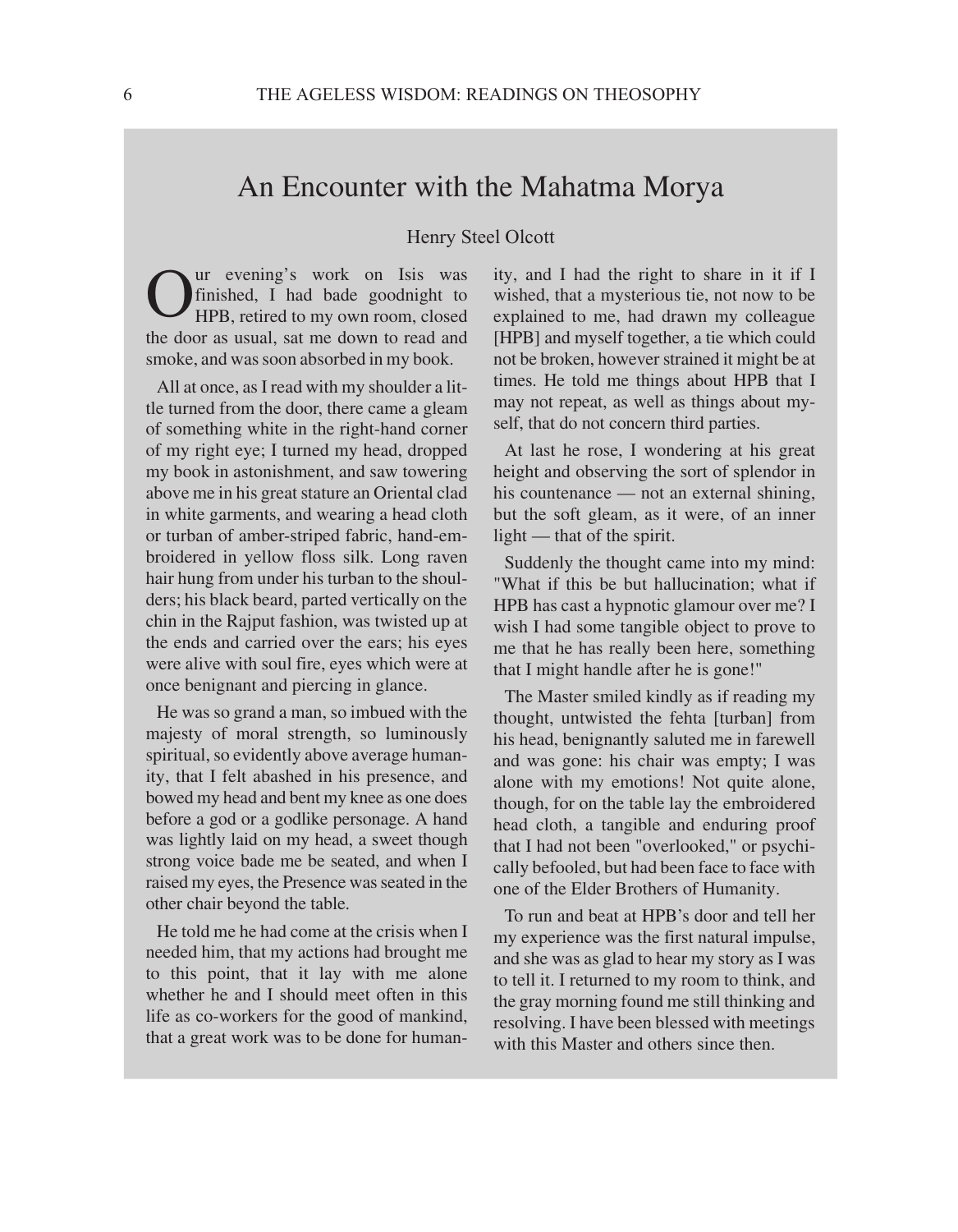## An Encounter with the Mahatma Morya

Henry Steel Olcott

Our evening's work on Isis was finished, I had bade goodnight to HPB, retired to my own room, closed the door as usual, sat me down to read and smoke, and was soon absorbed in my book.

All at once, as I read with my shoulder a little turned from the door, there came a gleam of something white in the right-hand corner of my right eye; I turned my head, dropped my book in astonishment, and saw towering above me in his great stature an Oriental clad in white garments, and wearing a head cloth or turban of amber-striped fabric, hand-embroidered in yellow floss silk. Long raven hair hung from under his turban to the shoulders; his black beard, parted vertically on the chin in the Rajput fashion, was twisted up at the ends and carried over the ears; his eyes were alive with soul fire, eyes which were at once benignant and piercing in glance.

He was so grand a man, so imbued with the majesty of moral strength, so luminously spiritual, so evidently above average humanity, that I felt abashed in his presence, and bowed my head and bent my knee as one does before a god or a godlike personage. A hand was lightly laid on my head, a sweet though strong voice bade me be seated, and when I raised my eyes, the Presence was seated in the other chair beyond the table.

He told me he had come at the crisis when I needed him, that my actions had brought me to this point, that it lay with me alone whether he and I should meet often in this life as co-workers for the good of mankind, that a great work was to be done for humanity, and I had the right to share in it if I wished, that a mysterious tie, not now to be explained to me, had drawn my colleague [HPB] and myself together, a tie which could not be broken, however strained it might be at times. He told me things about HPB that I may not repeat, as well as things about myself, that do not concern third parties.

At last he rose, I wondering at his great height and observing the sort of splendor in his countenance — not an external shining, but the soft gleam, as it were, of an inner light — that of the spirit.

Suddenly the thought came into my mind: "What if this be but hallucination; what if HPB has cast a hypnotic glamour over me? I wish I had some tangible object to prove to me that he has really been here, something that I might handle after he is gone!"

The Master smiled kindly as if reading my thought, untwisted the fehta [turban] from his head, benignantly saluted me in farewell and was gone: his chair was empty; I was alone with my emotions! Not quite alone, though, for on the table lay the embroidered head cloth, a tangible and enduring proof that I had not been "overlooked," or psychically befooled, but had been face to face with one of the Elder Brothers of Humanity.

To run and beat at HPB's door and tell her my experience was the first natural impulse, and she was as glad to hear my story as I was to tell it. I returned to my room to think, and the gray morning found me still thinking and resolving. I have been blessed with meetings with this Master and others since then.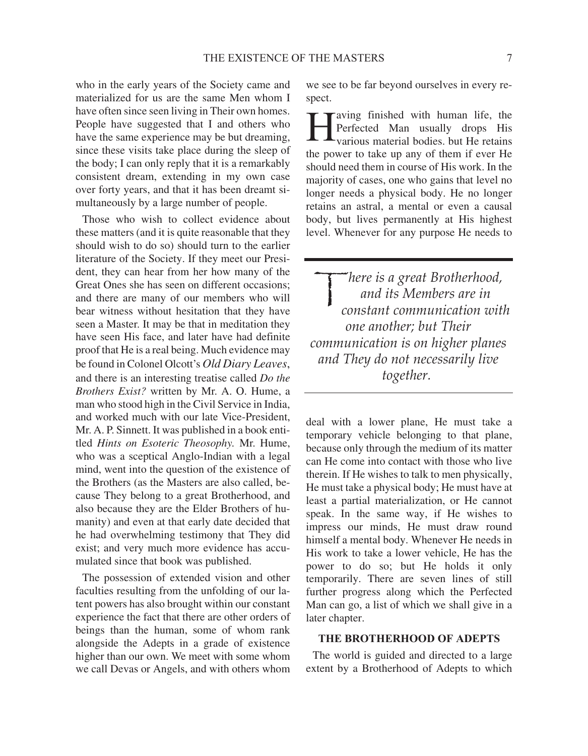who in the early years of the Society came and materialized for us are the same Men whom I have often since seen living in Their own homes. People have suggested that I and others who have the same experience may be but dreaming, since these visits take place during the sleep of the body; I can only reply that it is a remarkably consistent dream, extending in my own case over forty years, and that it has been dreamt simultaneously by a large number of people.

Those who wish to collect evidence about these matters (and it is quite reasonable that they should wish to do so) should turn to the earlier literature of the Society. If they meet our President, they can hear from her how many of the Great Ones she has seen on different occasions; and there are many of our members who will bear witness without hesitation that they have seen a Master. It may be that in meditation they have seen His face, and later have had definite proof that He is a real being. Much evidence may be found in Colonel Olcott's *Old Diary Leaves*, and there is an interesting treatise called *Do the Brothers Exist?* written by Mr. A. O. Hume, a man who stood high in the Civil Service in India, and worked much with our late Vice-President, Mr. A. P. Sinnett. It was published in a book entitled *Hints on Esoteric Theosophy.* Mr. Hume, who was a sceptical Anglo-Indian with a legal mind, went into the question of the existence of the Brothers (as the Masters are also called, because They belong to a great Brotherhood, and also because they are the Elder Brothers of humanity) and even at that early date decided that he had overwhelming testimony that They did exist; and very much more evidence has accumulated since that book was published.

The possession of extended vision and other faculties resulting from the unfolding of our latent powers has also brought within our constant experience the fact that there are other orders of beings than the human, some of whom rank alongside the Adepts in a grade of existence higher than our own. We meet with some whom we call Devas or Angels, and with others whom we see to be far beyond ourselves in every respect.

Having finished with human life, the Perfected Man usually drops His various material bodies. but He retains the power to take up any of them if ever He should need them in course of His work. In the majority of cases, one who gains that level no longer needs a physical body. He no longer retains an astral, a mental or even a causal body, but lives permanently at His highest level. Whenever for any purpose He needs to deal with a lower plane, He must take a temporary vehicle belonging to that plane, because only through the medium of its matter can He come into contact with those who live therein. If He wishes to talk to men physically, He must take a physical body; He must have at least a partial materialization, or He cannot speak. In the same way, if He wishes to impress our minds, He must draw round himself a mental body. Whenever He needs in His work to take a lower vehicle, He has the power to do so; but He holds it only temporarily. There are seven lines of still further progress along which the Perfected Man can go, a list of which we shall give in a later chapter.

> *There is a great Brotherhood, and its Members are in constant communication with one another; but Their communication is on higher planes and They do not necessarily live together.*

### THE BROTHERHOOD OF ADEPTS

The world is guided and directed to a large extent by a Brotherhood of Adepts to which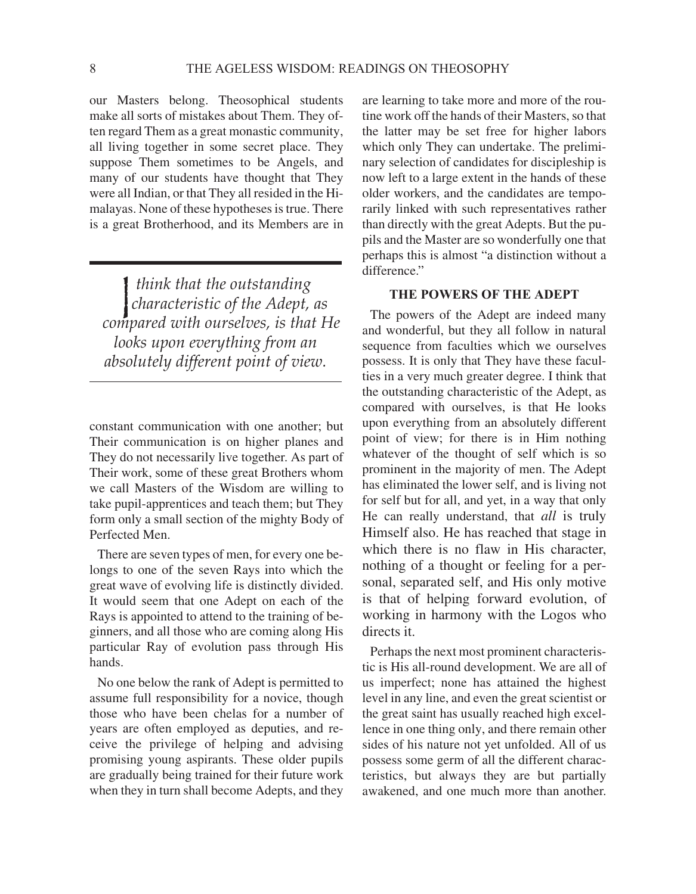our Masters belong. Theosophical students make all sorts of mistakes about Them. They often regard Them as a great monastic community, all living together in some secret place. They suppose Them sometimes to be Angels, and many of our students have thought that They were all Indian, or that They all resided in the Himalayas. None of these hypotheses is true. There is a great Brotherhood, and its Members are in constant communication with one another; but Their communication is on higher planes and They do not necessarily live together. As part of Their work, some of these great Brothers whom we call Masters of the Wisdom are willing to take pupil-apprentices and teach them; but They form only a small section of the mighty Body of Perfected Men.

> *I think that the outstanding characteristic of the Adept, as compared with ourselves, is that He looks upon everything from an absolutely different point of view.*

There are seven types of men, for every one belongs to one of the seven Rays into which the great wave of evolving life is distinctly divided. It would seem that one Adept on each of the Rays is appointed to attend to the training of beginners, and all those who are coming along His particular Ray of evolution pass through His hands.

No one below the rank of Adept is permitted to assume full responsibility for a novice, though those who have been chelas for a number of years are often employed as deputies, and receive the privilege of helping and advising promising young aspirants. These older pupils are gradually being trained for their future work when they in turn shall become Adepts, and they are learning to take more and more of the routine work off the hands of their Masters, so that the latter may be set free for higher labors which only They can undertake. The preliminary selection of candidates for discipleship is now left to a large extent in the hands of these older workers, and the candidates are temporarily linked with such representatives rather than directly with the great Adepts. But the pupils and the Master are so wonderfully one that perhaps this is almost "a distinction without a difference."

### THE POWERS OF THE ADEPT

The powers of the Adept are indeed many and wonderful, but they all follow in natural sequence from faculties which we ourselves possess. It is only that They have these faculties in a very much greater degree. I think that the outstanding characteristic of the Adept, as compared with ourselves, is that He looks upon everything from an absolutely different point of view; for there is in Him nothing whatever of the thought of self which is so prominent in the majority of men. The Adept has eliminated the lower self, and is living not for self but for all, and yet, in a way that only He can really understand, that *all* is truly Himself also. He has reached that stage in which there is no flaw in His character, nothing of a thought or feeling for a personal, separated self, and His only motive is that of helping forward evolution, of working in harmony with the Logos who directs it.

Perhaps the next most prominent characteristic is His all-round development. We are all of us imperfect; none has attained the highest level in any line, and even the great scientist or the great saint has usually reached high excellence in one thing only, and there remain other sides of his nature not yet unfolded. All of us possess some germ of all the different characteristics, but always they are but partially awakened, and one much more than another.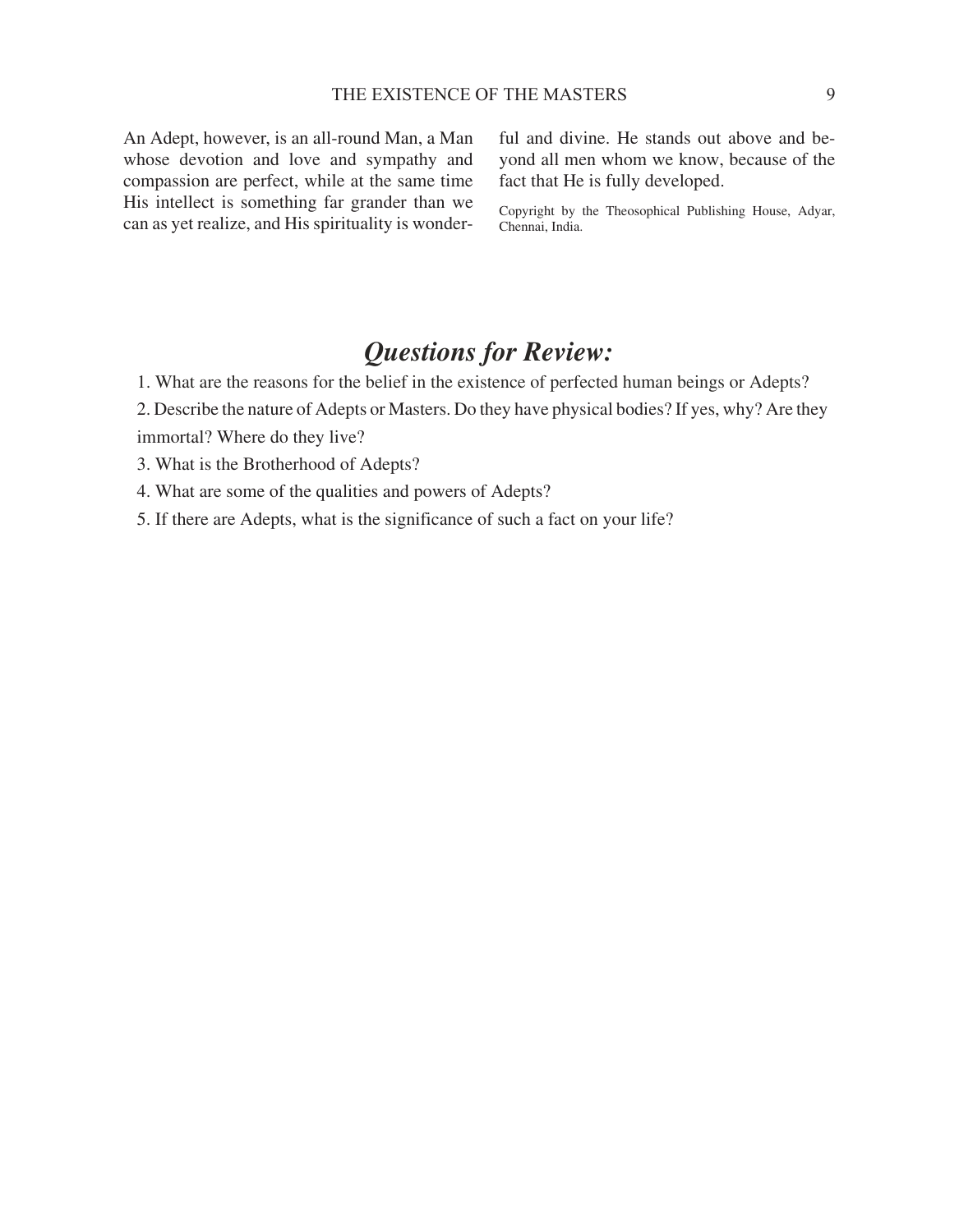An Adept, however, is an all-round Man, a Man whose devotion and love and sympathy and compassion are perfect, while at the same time His intellect is something far grander than we can as yet realize, and His spirituality is wonderful and divine. He stands out above and beyond all men whom we know, because of the fact that He is fully developed.

Copyright by the Theosophical Publishing House, Adyar, Chennai, India.

## *Questions for Review:*

1. What are the reasons for the belief in the existence of perfected human beings or Adepts?
2. Describe the nature of Adepts or Masters. Do they have physical bodies? If yes, why? Are they immortal? Where do they live?
3. What is the Brotherhood of Adepts?
4. What are some of the qualities and powers of Adepts?
5. If there are Adepts, what is the significance of such a fact on your life?